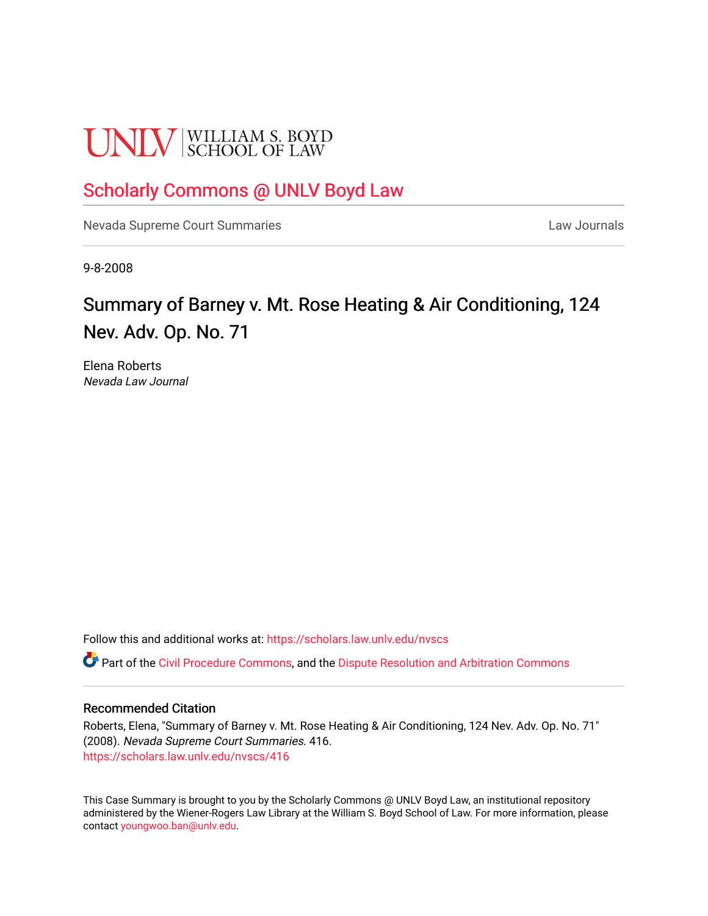UNLV | WILLIAM S. BOYD SCHOOL OF LAW

# Scholarly Commons @ UNLV Boyd Law

Nevada Supreme Court Summaries

Law Journals

9-8-2008

## Summary of Barney v. Mt. Rose Heating & Air Conditioning, 124 Nev. Adv. Op. No. 71

Elena Roberts
*Nevada Law Journal*

Follow this and additional works at: https://scholars.law.unlv.edu/nvscs

Part of the Civil Procedure Commons, and the Dispute Resolution and Arbitration Commons

### Recommended Citation

Roberts, Elena, "Summary of Barney v. Mt. Rose Heating & Air Conditioning, 124 Nev. Adv. Op. No. 71" (2008). *Nevada Supreme Court Summaries*. 416.
https://scholars.law.unlv.edu/nvscs/416

This Case Summary is brought to you by the Scholarly Commons @ UNLV Boyd Law, an institutional repository administered by the Wiener-Rogers Law Library at the William S. Boyd School of Law. For more information, please contact youngwoo.ban@unlv.edu.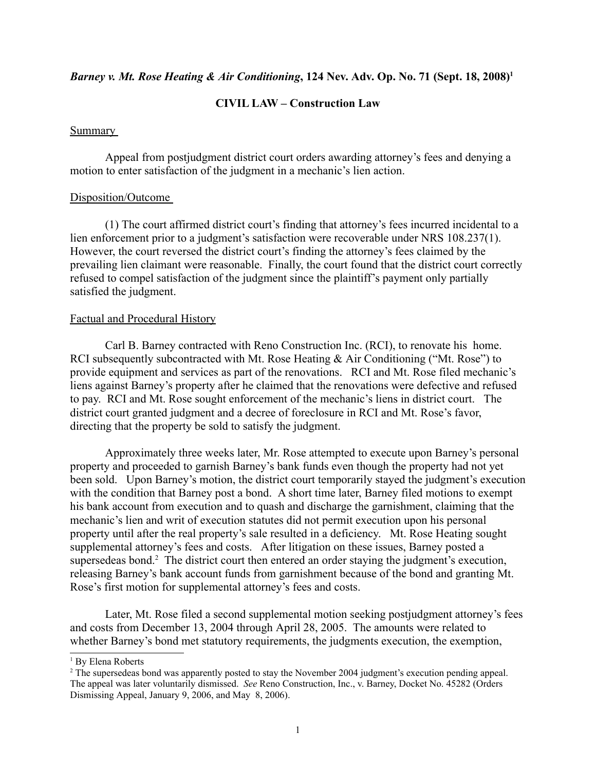***Barney v. Mt. Rose Heating & Air Conditioning*, 124 Nev. Adv. Op. No. 71 (Sept. 18, 2008)**[1]

**CIVIL LAW – Construction Law**

Summary

Appeal from postjudgment district court orders awarding attorney's fees and denying a motion to enter satisfaction of the judgment in a mechanic's lien action.

Disposition/Outcome

(1) The court affirmed district court's finding that attorney's fees incurred incidental to a lien enforcement prior to a judgment's satisfaction were recoverable under NRS 108.237(1). However, the court reversed the district court's finding the attorney's fees claimed by the prevailing lien claimant were reasonable. Finally, the court found that the district court correctly refused to compel satisfaction of the judgment since the plaintiff's payment only partially satisfied the judgment.

Factual and Procedural History

Carl B. Barney contracted with Reno Construction Inc. (RCI), to renovate his home. RCI subsequently subcontracted with Mt. Rose Heating & Air Conditioning ("Mt. Rose") to provide equipment and services as part of the renovations. RCI and Mt. Rose filed mechanic's liens against Barney's property after he claimed that the renovations were defective and refused to pay. RCI and Mt. Rose sought enforcement of the mechanic's liens in district court. The district court granted judgment and a decree of foreclosure in RCI and Mt. Rose's favor, directing that the property be sold to satisfy the judgment.

Approximately three weeks later, Mr. Rose attempted to execute upon Barney's personal property and proceeded to garnish Barney's bank funds even though the property had not yet been sold. Upon Barney's motion, the district court temporarily stayed the judgment's execution with the condition that Barney post a bond. A short time later, Barney filed motions to exempt his bank account from execution and to quash and discharge the garnishment, claiming that the mechanic's lien and writ of execution statutes did not permit execution upon his personal property until after the real property's sale resulted in a deficiency. Mt. Rose Heating sought supplemental attorney's fees and costs. After litigation on these issues, Barney posted a supersedeas bond.[2] The district court then entered an order staying the judgment's execution, releasing Barney's bank account funds from garnishment because of the bond and granting Mt. Rose's first motion for supplemental attorney's fees and costs.

Later, Mt. Rose filed a second supplemental motion seeking postjudgment attorney's fees and costs from December 13, 2004 through April 28, 2005. The amounts were related to whether Barney's bond met statutory requirements, the judgments execution, the exemption,

---

[1] By Elena Roberts

[2] The supersedeas bond was apparently posted to stay the November 2004 judgment's execution pending appeal. The appeal was later voluntarily dismissed. *See* Reno Construction, Inc., v. Barney, Docket No. 45282 (Orders Dismissing Appeal, January 9, 2006, and May 8, 2006).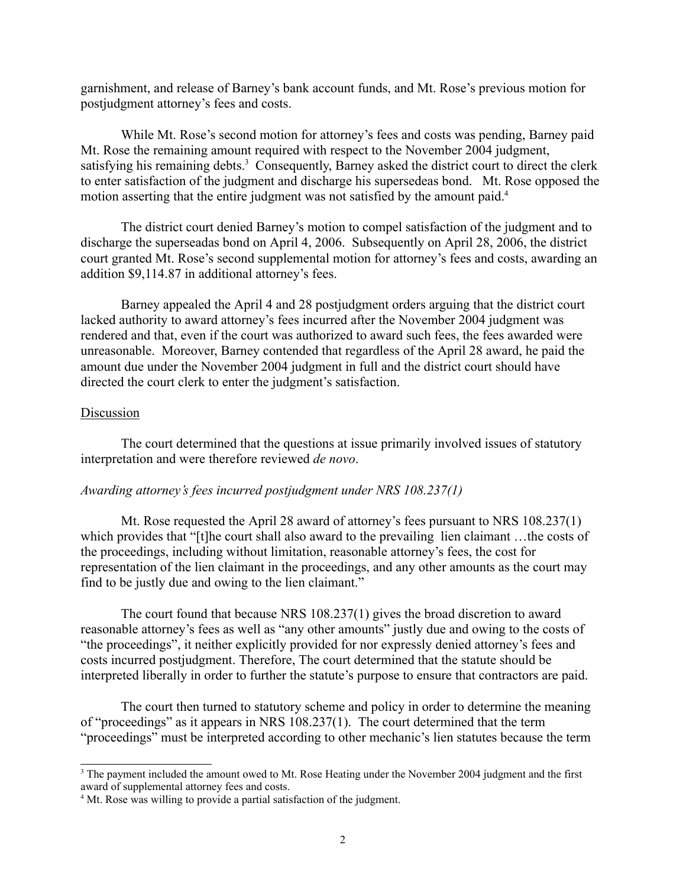garnishment, and release of Barney's bank account funds, and Mt. Rose's previous motion for postjudgment attorney's fees and costs.

While Mt. Rose's second motion for attorney's fees and costs was pending, Barney paid Mt. Rose the remaining amount required with respect to the November 2004 judgment, satisfying his remaining debts.[3] Consequently, Barney asked the district court to direct the clerk to enter satisfaction of the judgment and discharge his supersedeas bond. Mt. Rose opposed the motion asserting that the entire judgment was not satisfied by the amount paid.[4]

The district court denied Barney's motion to compel satisfaction of the judgment and to discharge the superseadas bond on April 4, 2006. Subsequently on April 28, 2006, the district court granted Mt. Rose's second supplemental motion for attorney's fees and costs, awarding an addition $9,114.87 in additional attorney's fees.

Barney appealed the April 4 and 28 postjudgment orders arguing that the district court lacked authority to award attorney's fees incurred after the November 2004 judgment was rendered and that, even if the court was authorized to award such fees, the fees awarded were unreasonable. Moreover, Barney contended that regardless of the April 28 award, he paid the amount due under the November 2004 judgment in full and the district court should have directed the court clerk to enter the judgment's satisfaction.

<u>Discussion</u>

The court determined that the questions at issue primarily involved issues of statutory interpretation and were therefore reviewed *de novo*.

*Awarding attorney's fees incurred postjudgment under NRS 108.237(1)*

Mt. Rose requested the April 28 award of attorney's fees pursuant to NRS 108.237(1) which provides that "[t]he court shall also award to the prevailing lien claimant …the costs of the proceedings, including without limitation, reasonable attorney's fees, the cost for representation of the lien claimant in the proceedings, and any other amounts as the court may find to be justly due and owing to the lien claimant."

The court found that because NRS 108.237(1) gives the broad discretion to award reasonable attorney's fees as well as "any other amounts" justly due and owing to the costs of "the proceedings", it neither explicitly provided for nor expressly denied attorney's fees and costs incurred postjudgment. Therefore, The court determined that the statute should be interpreted liberally in order to further the statute's purpose to ensure that contractors are paid.

The court then turned to statutory scheme and policy in order to determine the meaning of "proceedings" as it appears in NRS 108.237(1). The court determined that the term "proceedings" must be interpreted according to other mechanic's lien statutes because the term

---

[3] The payment included the amount owed to Mt. Rose Heating under the November 2004 judgment and the first award of supplemental attorney fees and costs.

[4] Mt. Rose was willing to provide a partial satisfaction of the judgment.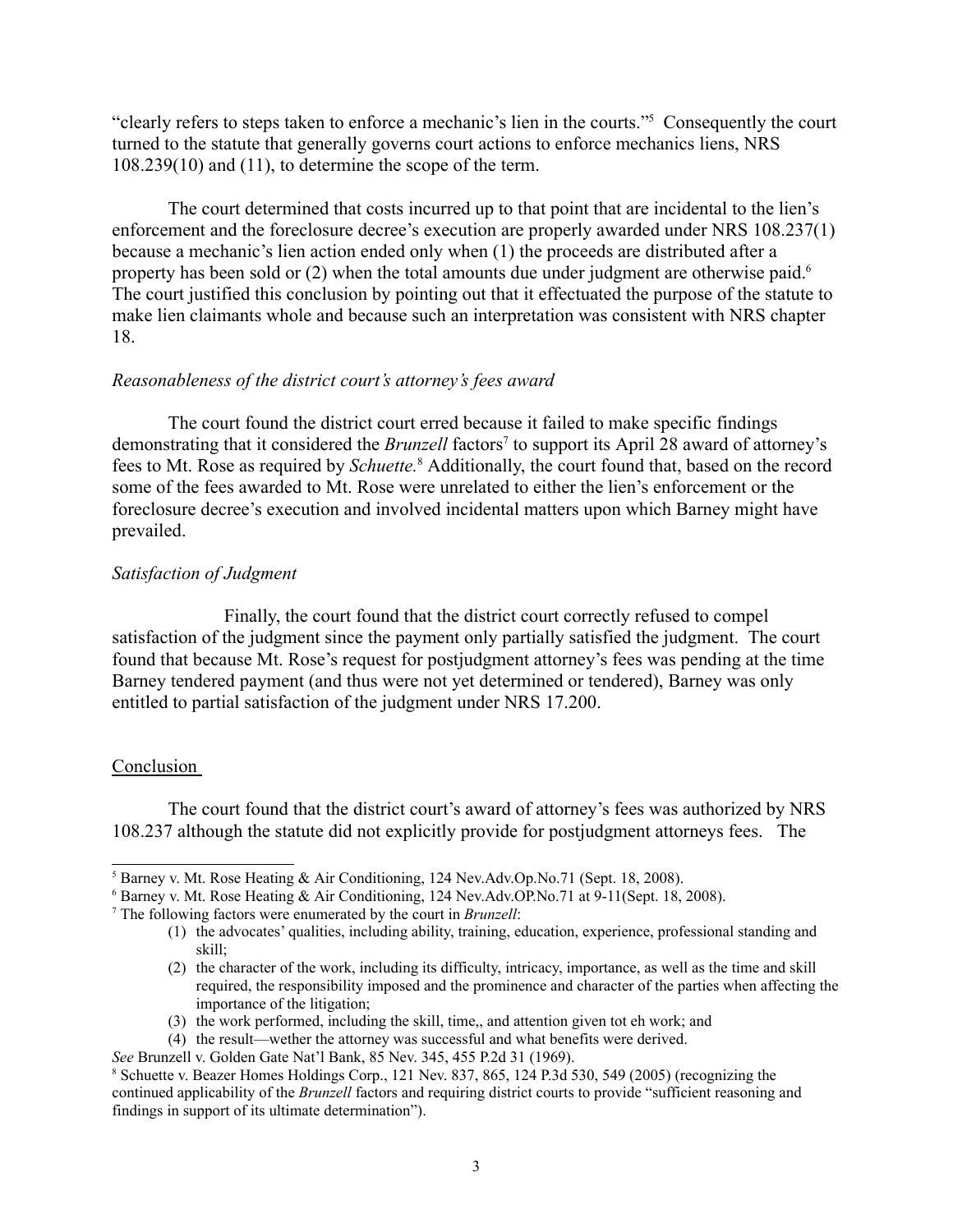"clearly refers to steps taken to enforce a mechanic's lien in the courts."[5] Consequently the court turned to the statute that generally governs court actions to enforce mechanics liens, NRS 108.239(10) and (11), to determine the scope of the term.

The court determined that costs incurred up to that point that are incidental to the lien's enforcement and the foreclosure decree's execution are properly awarded under NRS 108.237(1) because a mechanic's lien action ended only when (1) the proceeds are distributed after a property has been sold or (2) when the total amounts due under judgment are otherwise paid.[6] The court justified this conclusion by pointing out that it effectuated the purpose of the statute to make lien claimants whole and because such an interpretation was consistent with NRS chapter 18.

*Reasonableness of the district court's attorney's fees award*

The court found the district court erred because it failed to make specific findings demonstrating that it considered the *Brunzell* factors[7] to support its April 28 award of attorney's fees to Mt. Rose as required by *Schuette.*[8] Additionally, the court found that, based on the record some of the fees awarded to Mt. Rose were unrelated to either the lien's enforcement or the foreclosure decree's execution and involved incidental matters upon which Barney might have prevailed.

*Satisfaction of Judgment*

Finally, the court found that the district court correctly refused to compel satisfaction of the judgment since the payment only partially satisfied the judgment. The court found that because Mt. Rose's request for postjudgment attorney's fees was pending at the time Barney tendered payment (and thus were not yet determined or tendered), Barney was only entitled to partial satisfaction of the judgment under NRS 17.200.

Conclusion

The court found that the district court's award of attorney's fees was authorized by NRS 108.237 although the statute did not explicitly provide for postjudgment attorneys fees. The

---

[5] Barney v. Mt. Rose Heating & Air Conditioning, 124 Nev.Adv.Op.No.71 (Sept. 18, 2008).

[6] Barney v. Mt. Rose Heating & Air Conditioning, 124 Nev.Adv.OP.No.71 at 9-11(Sept. 18, 2008).

[7] The following factors were enumerated by the court in *Brunzell*:

1. the advocates' qualities, including ability, training, education, experience, professional standing and skill;
2. the character of the work, including its difficulty, intricacy, importance, as well as the time and skill required, the responsibility imposed and the prominence and character of the parties when affecting the importance of the litigation;
3. the work performed, including the skill, time,, and attention given tot eh work; and
4. the result—wether the attorney was successful and what benefits were derived.

*See* Brunzell v. Golden Gate Nat'l Bank, 85 Nev. 345, 455 P.2d 31 (1969).

[8] Schuette v. Beazer Homes Holdings Corp., 121 Nev. 837, 865, 124 P.3d 530, 549 (2005) (recognizing the continued applicability of the *Brunzell* factors and requiring district courts to provide "sufficient reasoning and findings in support of its ultimate determination").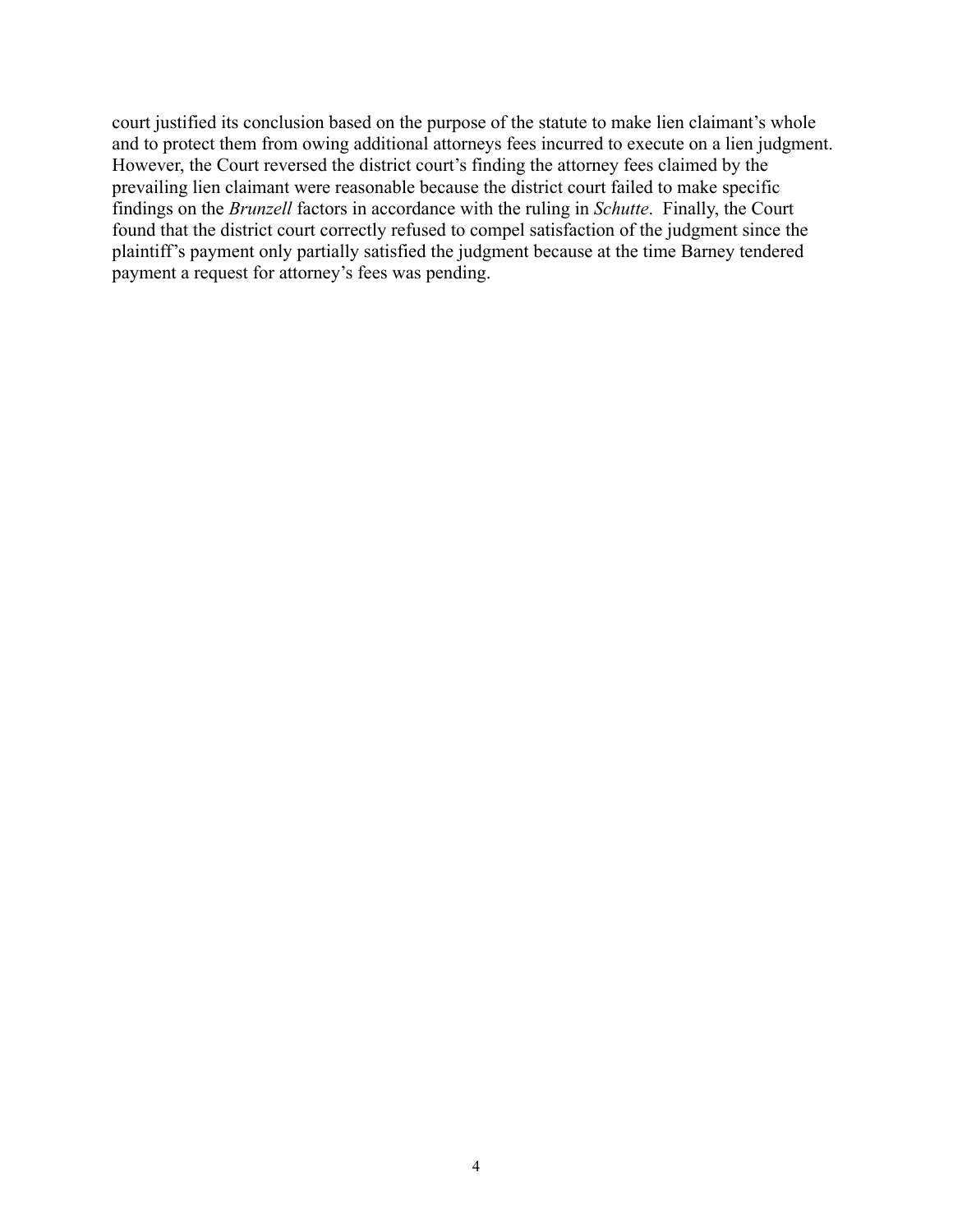court justified its conclusion based on the purpose of the statute to make lien claimant's whole and to protect them from owing additional attorneys fees incurred to execute on a lien judgment. However, the Court reversed the district court's finding the attorney fees claimed by the prevailing lien claimant were reasonable because the district court failed to make specific findings on the *Brunzell* factors in accordance with the ruling in *Schutte*. Finally, the Court found that the district court correctly refused to compel satisfaction of the judgment since the plaintiff's payment only partially satisfied the judgment because at the time Barney tendered payment a request for attorney's fees was pending.